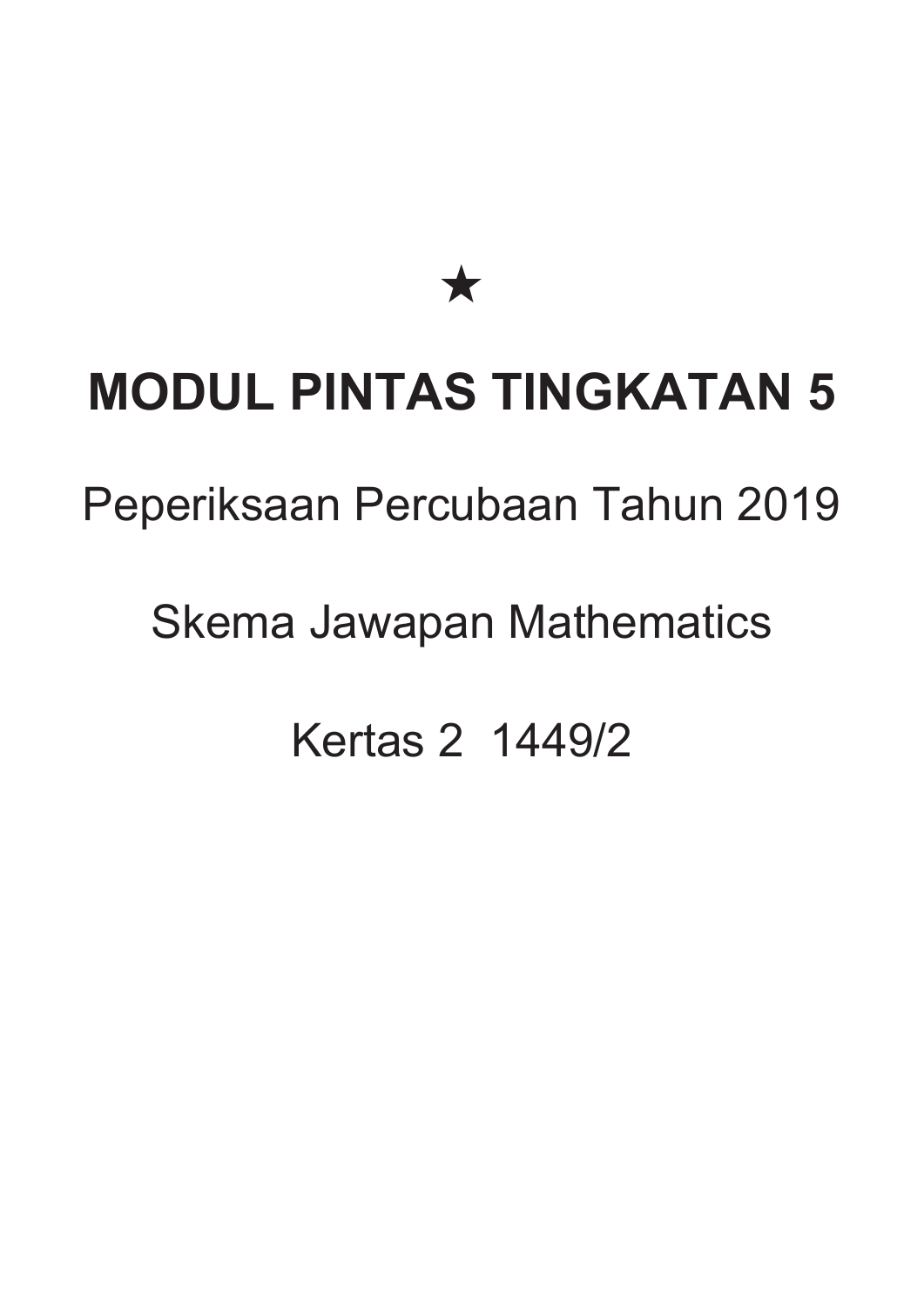★

# MODUL PINTAS TINGKATAN 5

Peperiksaan Percubaan Tahun 2019

Skema Jawapan Mathematics

Kertas 2 1449/2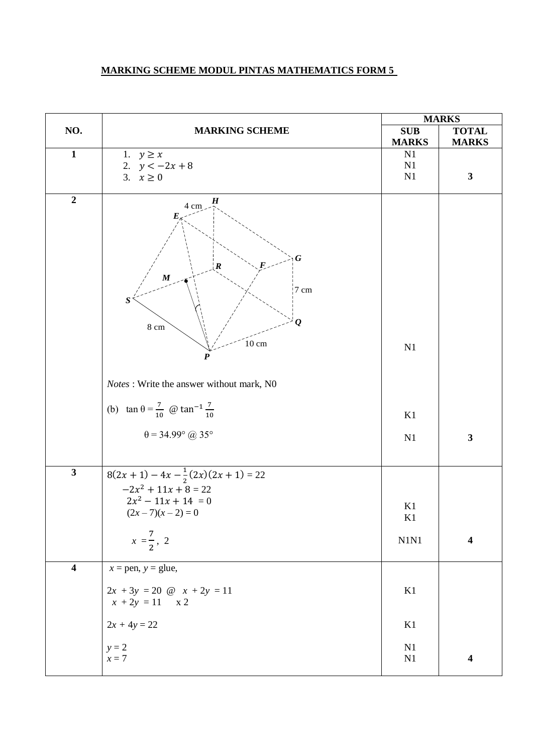## MARKING SCHEME MODUL PINTAS MATHEMATICS FORM 5

| NO. | MARKING SCHEME | MARKS | |
|---|---|---|---|
| | | SUB MARKS | TOTAL MARKS |
| **1** | 1. $y \geq x$<br>2. $y < -2x + 8$<br>3. $x \geq 0$ | N1<br>N1<br>N1 | **3** |
| **2** | (diagram: H, E, G, R, F, M, S, Q, P; 4 cm, 7 cm, 8 cm, 10 cm)<br><br>*Notes* : Write the answer without mark, N0<br><br>(b) $\tan \theta = \frac{7}{10}$ @ $\tan^{-1} \frac{7}{10}$<br><br>$\theta = 34.99°$ @ $35°$ | N1<br><br><br>K1<br><br>N1 | **3** |
| **3** | $8(2x + 1) - 4x - \frac{1}{2}(2x)(2x + 1) = 22$<br>$-2x^2 + 11x + 8 = 22$<br>$2x^2 - 11x + 14 = 0$<br>$(2x - 7)(x - 2) = 0$<br><br>$x = \frac{7}{2}, \ 2$ | <br><br>K1<br>K1<br><br>N1N1 | **4** |
| **4** | $x$ = pen, $y$ = glue,<br><br>$2x + 3y = 20$ @ $x + 2y = 11$<br>$x + 2y = 11 \quad \text{x } 2$<br><br>$2x + 4y = 22$<br><br>$y = 2$<br>$x = 7$ | <br><br>K1<br><br><br>K1<br><br>N1<br>N1 | **4** |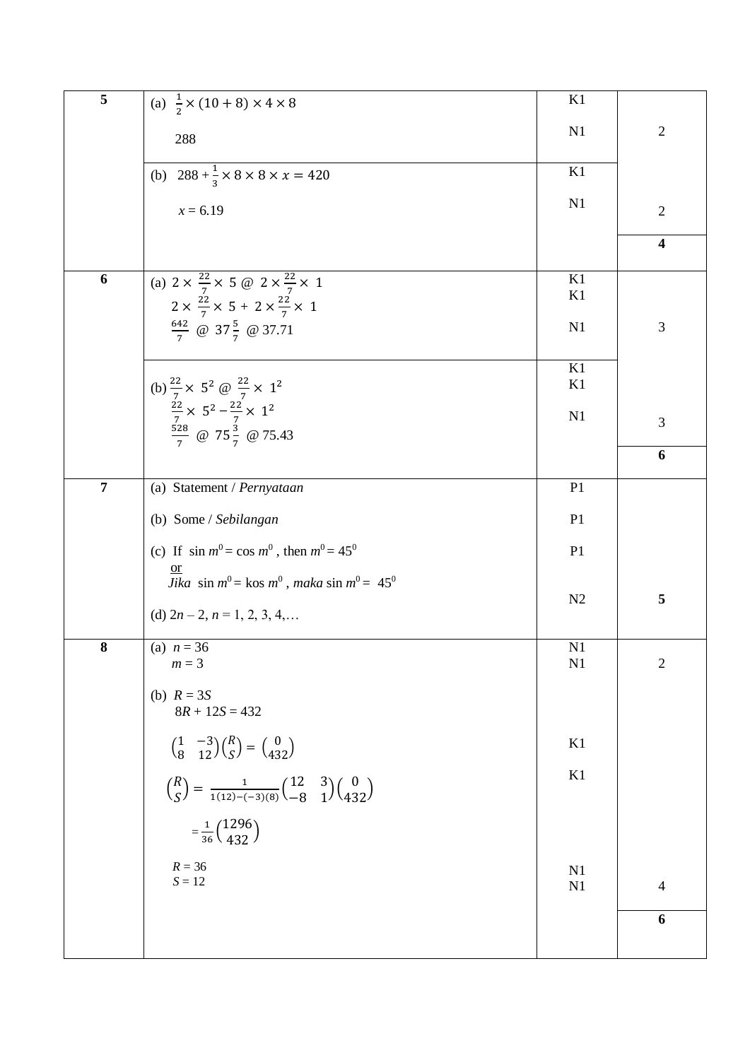| | | | |
|---|---|---|---|
| **5** | (a) $\frac{1}{2}\times(10+8)\times 4\times 8$ | K1 | |
| | 288 | N1 | 2 |
| | (b) $288+\frac{1}{3}\times 8\times 8\times x=420$ | K1 | |
| | $x = 6.19$ | N1 | 2 |
| | | | **4** |
| **6** | (a) $2\times\frac{22}{7}\times 5$ @ $2\times\frac{22}{7}\times 1$ | K1 | |
| | $2\times\frac{22}{7}\times 5+2\times\frac{22}{7}\times 1$ | K1 | |
| | $\frac{642}{7}$ @ $37\frac{5}{7}$ @ 37.71 | N1 | 3 |
| | (b) $\frac{22}{7}\times 5^2$ @ $\frac{22}{7}\times 1^2$ | K1 | |
| | $\frac{22}{7}\times 5^2-\frac{22}{7}\times 1^2$ | K1 | |
| | $\frac{528}{7}$ @ $75\frac{3}{7}$ @ 75.43 | N1 | 3 |
| | | | **6** |
| **7** | (a) Statement / *Pernyataan* | P1 | |
| | (b) Some / *Sebilangan* | P1 | |
| | (c) If $\sin m^0=\cos m^0$, then $m^0=45^0$ <br> or <br> *Jika* $\sin m^0=\text{kos } m^0$, *maka* $\sin m^0 = 45^0$ | P1 | |
| | (d) $2n-2$, $n = 1, 2, 3, 4,\ldots$ | N2 | **5** |
| **8** | (a) $n = 36$ | N1 | |
| | $m = 3$ | N1 | 2 |
| | (b) $R = 3S$ <br> $8R + 12S = 432$ | | |
| | $\begin{pmatrix}1 & -3\\ 8 & 12\end{pmatrix}\begin{pmatrix}R\\ S\end{pmatrix}=\begin{pmatrix}0\\ 432\end{pmatrix}$ | K1 | |
| | $\begin{pmatrix}R\\ S\end{pmatrix}=\frac{1}{1(12)-(-3)(8)}\begin{pmatrix}12 & 3\\ -8 & 1\end{pmatrix}\begin{pmatrix}0\\ 432\end{pmatrix}$ | K1 | |
| | $=\frac{1}{36}\begin{pmatrix}1296\\ 432\end{pmatrix}$ | | |
| | $R = 36$ | N1 | |
| | $S = 12$ | N1 | 4 |
| | | | **6** |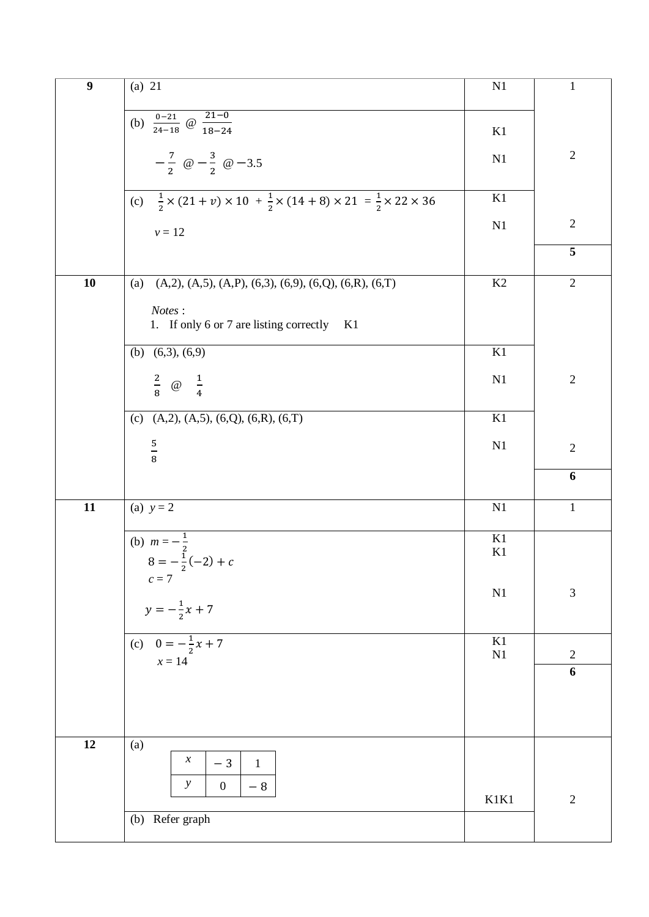| | | | |
|---|---|---|---|
| **9** | (a) 21 | N1 | 1 |
| | (b) $\frac{0-21}{24-18}$ @ $\frac{21-0}{18-24}$ <br> $-\frac{7}{2}$ @ $-\frac{3}{2}$ @ $-3.5$ | K1 <br> N1 | 2 |
| | (c) $\frac{1}{2}\times(21+v)\times 10 + \frac{1}{2}\times(14+8)\times 21 = \frac{1}{2}\times 22\times 36$ <br> $v = 12$ | K1 <br> N1 | 2 |
| | | | **5** |
| **10** | (a) (A,2), (A,5), (A,P), (6,3), (6,9), (6,Q), (6,R), (6,T) <br> *Notes* : <br> 1. If only 6 or 7 are listing correctly K1 | K2 | 2 |
| | (b) (6,3), (6,9) <br> $\frac{2}{8}$ @ $\frac{1}{4}$ | K1 <br> N1 | 2 |
| | (c) (A,2), (A,5), (6,Q), (6,R), (6,T) <br> $\frac{5}{8}$ | K1 <br> N1 | 2 |
| | | | **6** |
| **11** | (a) $y = 2$ | N1 | 1 |
| | (b) $m = -\frac{1}{2}$ <br> $8 = -\frac{1}{2}(-2) + c$ <br> $c = 7$ <br> $y = -\frac{1}{2}x + 7$ | K1 <br> K1 <br> N1 | 3 |
| | (c) $0 = -\frac{1}{2}x + 7$ <br> $x = 14$ | K1 <br> N1 | 2 |
| | | | **6** |
| **12** | (a) <br> $x$: $-3$, $1$ <br> $y$: $0$, $-8$ | K1K1 | 2 |
| | (b) Refer graph | | |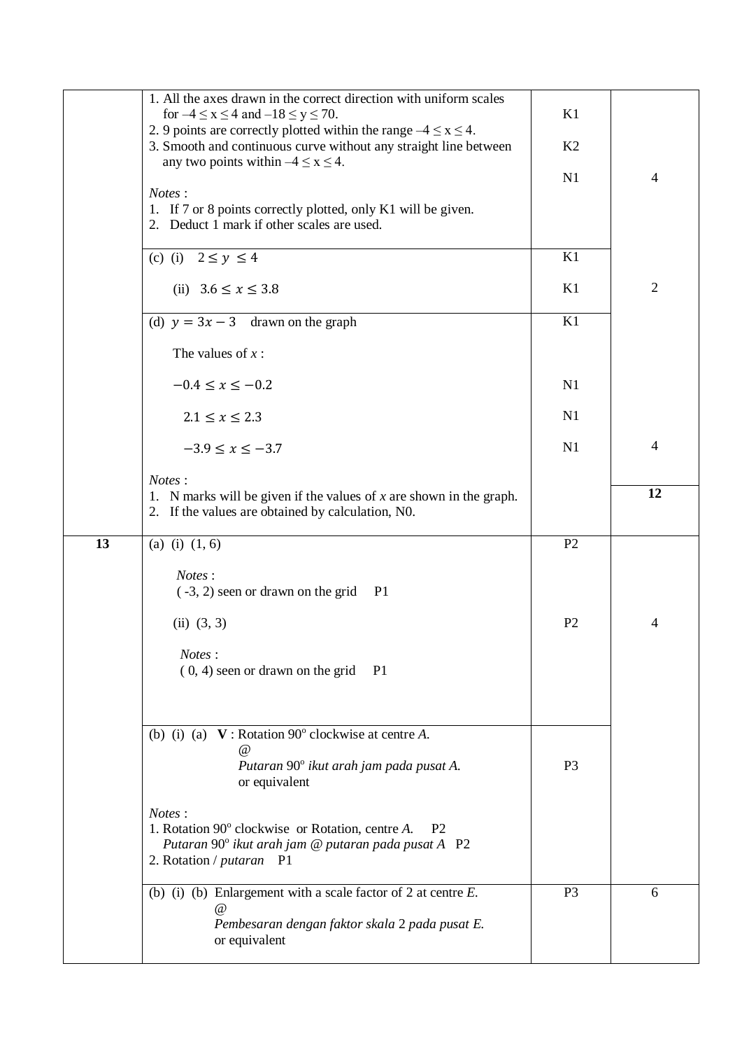| | | | |
|---|---|---|---|
| | 1. All the axes drawn in the correct direction with uniform scales for $-4 \leq x \leq 4$ and $-18 \leq y \leq 70$.<br>2. 9 points are correctly plotted within the range $-4 \leq x \leq 4$.<br>3. Smooth and continuous curve without any straight line between any two points within $-4 \leq x \leq 4$.<br><br>*Notes* :<br>1. If 7 or 8 points correctly plotted, only K1 will be given.<br>2. Deduct 1 mark if other scales are used. | K1<br><br>K2<br><br>N1 | 4 |
| | (c) (i) $2 \leq y \leq 4$<br><br>(ii) $3.6 \leq x \leq 3.8$ | K1<br><br>K1 | 2 |
| | (d) $y = 3x - 3$ drawn on the graph<br><br>The values of $x$ :<br><br>$-0.4 \leq x \leq -0.2$<br><br>$2.1 \leq x \leq 2.3$<br><br>$-3.9 \leq x \leq -3.7$<br><br>*Notes* :<br>1. N marks will be given if the values of $x$ are shown in the graph.<br>2. If the values are obtained by calculation, N0. | K1<br><br><br><br>N1<br><br>N1<br><br>N1 | 4<br><br>**12** |
| **13** | (a) (i) (1, 6)<br><br>*Notes* :<br>( -3, 2) seen or drawn on the grid P1<br><br>(ii) (3, 3)<br><br>*Notes* :<br>( 0, 4) seen or drawn on the grid P1 | P2<br><br><br><br>P2 | 4 |
| | (b) (i) (a) **V** : Rotation 90° clockwise at centre *A*.<br>@<br>*Putaran* 90° *ikut arah jam pada pusat A.*<br>or equivalent<br><br>*Notes* :<br>1. Rotation 90° clockwise or Rotation, centre *A*. P2<br>*Putaran* 90° *ikut arah jam @ putaran pada pusat A* P2<br>2. Rotation / *putaran* P1 | P3 | |
| | (b) (i) (b) Enlargement with a scale factor of 2 at centre *E*.<br>@<br>*Pembesaran dengan faktor skala* 2 *pada pusat E.*<br>or equivalent | P3 | 6 |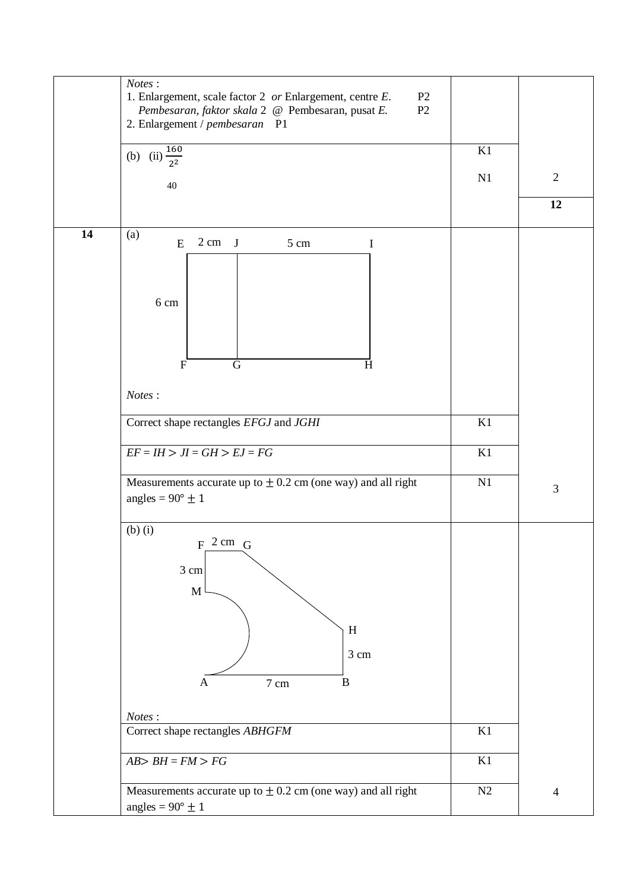| | | | |
|---|---|---|---|
| | *Notes* :<br>1. Enlargement, scale factor 2 *or* Enlargement, centre *E*. P2<br>*Pembesaran, faktor skala* 2 @ Pembesaran, pusat *E.* P2<br>2. Enlargement / *pembesaran* P1 | | |
| | (b) (ii) $\frac{160}{2^2}$<br>40 | K1<br>N1 | 2 |
| | | | **12** |
| **14** | (a)<br>E 2 cm J 5 cm I<br>6 cm<br>F G H<br>*Notes* : | | |
| | Correct shape rectangles *EFGJ* and *JGHI* | K1 | |
| | $EF = IH > JI = GH > EJ = FG$ | K1 | |
| | Measurements accurate up to $\pm$ 0.2 cm (one way) and all right angles = 90° $\pm$ 1 | N1 | 3 |
| | (b) (i)<br>F 2 cm G<br>3 cm<br>M<br>H<br>3 cm<br>A 7 cm B<br>*Notes* : | | |
| | Correct shape rectangles *ABHGFM* | K1 | |
| | $AB > BH = FM > FG$ | K1 | |
| | Measurements accurate up to $\pm$ 0.2 cm (one way) and all right angles = 90° $\pm$ 1 | N2 | 4 |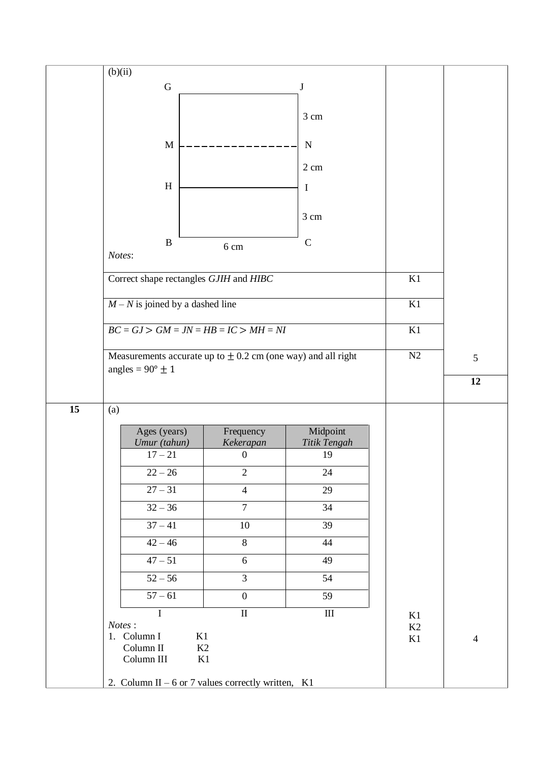(b)(ii)

```
G                              J
     +------------------------+
     |                        |  3 cm
M    |- - - - - - - - - - - - |  N
     |                        |  2 cm
H    |------------------------|  I
     |                        |  3 cm
B    +------------------------+  C
               6 cm
```

*Notes*:

| | | |
|---|---|---|
| Correct shape rectangles *GJIH* and *HIBC* | K1 | |
| *M* – *N* is joined by a dashed line | K1 | |
| *BC* = *GJ* > *GM* = *JN* = *HB* = *IC* > *MH* = *NI* | K1 | |
| Measurements accurate up to ± 0.2 cm (one way) and all right angles = 90° ± 1 | N2 | 5 |
| | | **12** |

**15** (a)

| Ages (years) *Umur (tahun)* | Frequency *Kekerapan* | Midpoint *Titik Tengah* |
|---|---|---|
| 17 – 21 | 0 | 19 |
| 22 – 26 | 2 | 24 |
| 27 – 31 | 4 | 29 |
| 32 – 36 | 7 | 34 |
| 37 – 41 | 10 | 39 |
| 42 – 46 | 8 | 44 |
| 47 – 51 | 6 | 49 |
| 52 – 56 | 3 | 54 |
| 57 – 61 | 0 | 59 |
| I | II | III |

*Notes* :

1. Column I K1
   Column II K2
   Column III K1

2. Column II – 6 or 7 values correctly written, K1

| | |
|---|---|
| K1<br>K2<br>K1 | 4 |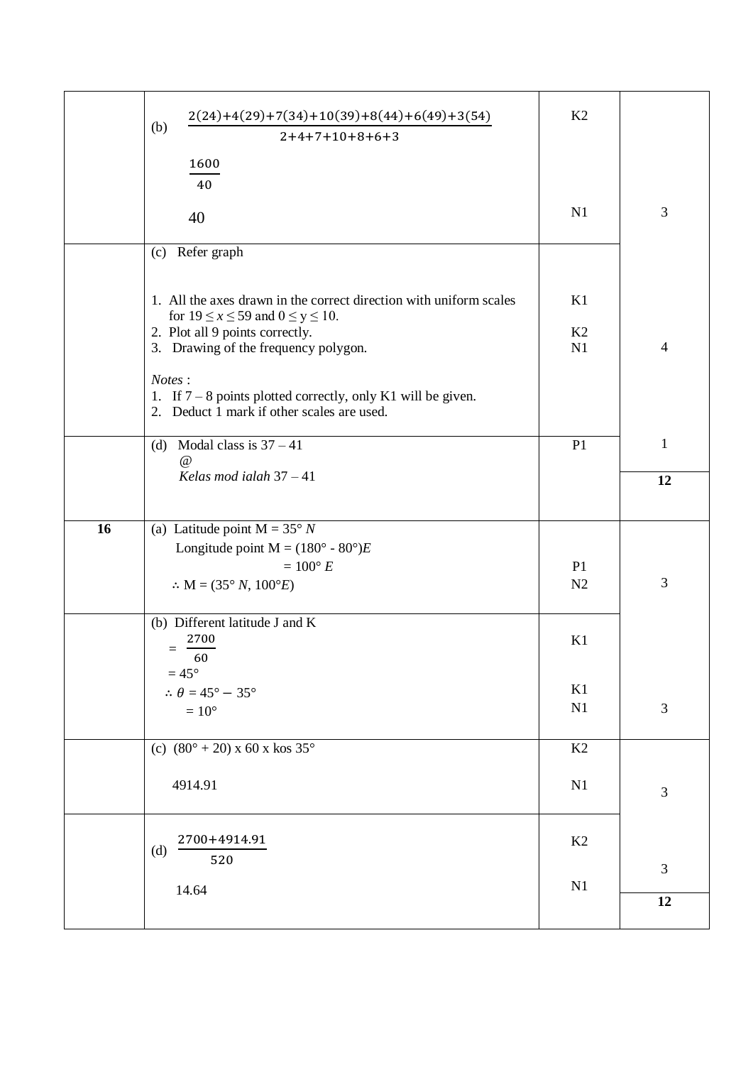| | | | |
|---|---|---|---|
| | (b) $\frac{2(24)+4(29)+7(34)+10(39)+8(44)+6(49)+3(54)}{2+4+7+10+8+6+3}$<br><br>$\frac{1600}{40}$<br><br>40 | K2<br><br><br><br>N1 | 3 |
| | (c) Refer graph<br><br>1. All the axes drawn in the correct direction with uniform scales for $19 \leq x \leq 59$ and $0 \leq y \leq 10$.<br>2. Plot all 9 points correctly.<br>3. Drawing of the frequency polygon.<br><br>*Notes* :<br>1. If 7 – 8 points plotted correctly, only K1 will be given.<br>2. Deduct 1 mark if other scales are used. | <br><br>K1<br><br>K2<br>N1 | 4 |
| | (d) Modal class is 37 – 41<br>@<br>*Kelas mod ialah* 37 – 41 | P1 | 1<br><br>**12** |
| **16** | (a) Latitude point M = 35° *N*<br>Longitude point M = (180° - 80°)*E*<br>= 100° *E*<br>∴ M = (35° *N*, 100°*E*) | <br><br>P1<br>N2 | 3 |
| | (b) Different latitude J and K<br>$= \frac{2700}{60}$<br>= 45°<br>∴ $\theta$ = 45° − 35°<br>= 10° | <br>K1<br><br>K1<br>N1 | 3 |
| | (c) (80° + 20) x 60 x kos 35°<br><br>4914.91 | K2<br><br>N1 | 3 |
| | (d) $\frac{2700+4914.91}{520}$<br><br>14.64 | K2<br><br>N1 | 3<br><br>**12** |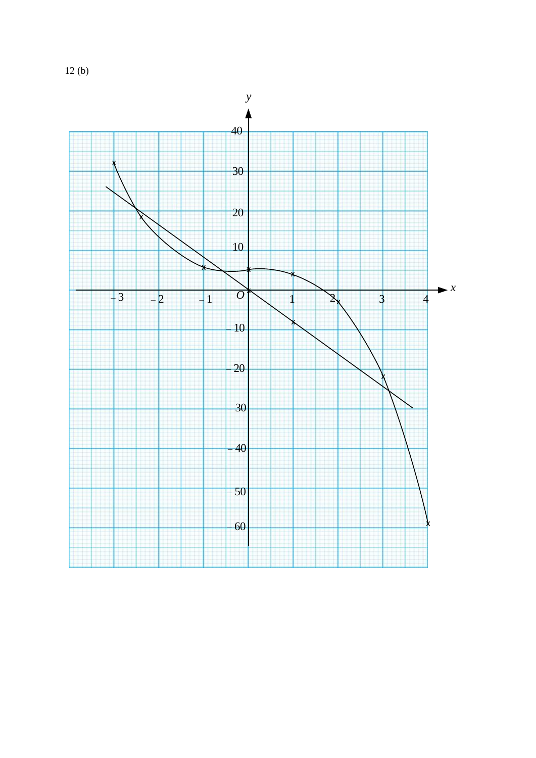12 (b)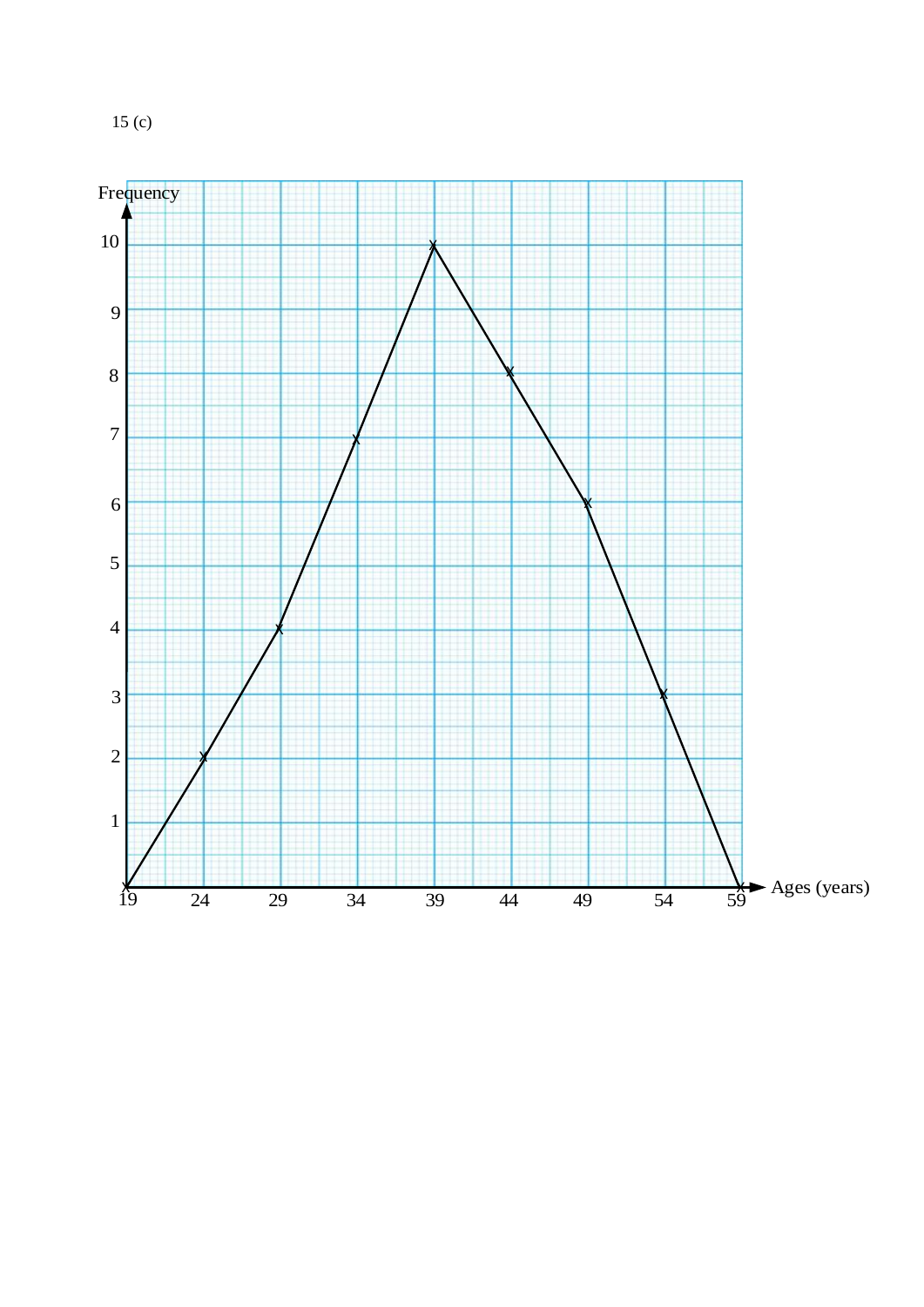15 (c)

Frequency

10

9

8

7

6

5

4

3

2

1

19 24 29 34 39 44 49 54 59

Ages (years)